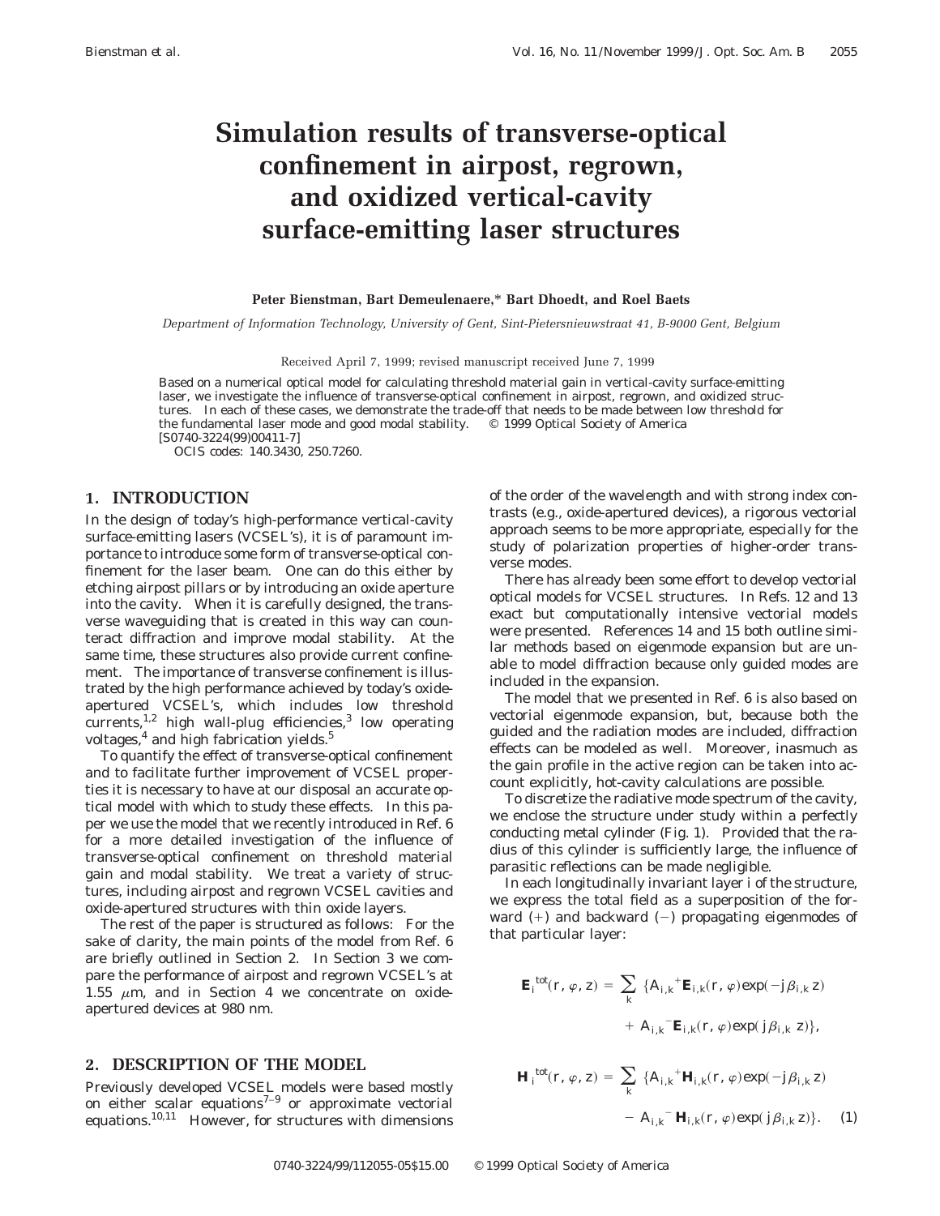# Simulation results of transverse-optical confinement in airpost, regrown, and oxidized vertical-cavity surface-emitting laser structures

**Peter Bienstman, Bart Demeulenaere,* Bart Dhoedt, and Roel Baets**

*Department of Information Technology, University of Gent, Sint-Pietersnieuwstraat 41, B-9000 Gent, Belgium*

Received April 7, 1999; revised manuscript received June 7, 1999

Based on a numerical optical model for calculating threshold material gain in vertical-cavity surface-emitting laser, we investigate the influence of transverse-optical confinement in airpost, regrown, and oxidized structures. In each of these cases, we demonstrate the trade-off that needs to be made between low threshold for the fundamental laser mode and good modal stability. © 1999 Optical Society of America [S0740-3224(99)00411-7]

OCIS codes: 140.3430, 250.7260.

## 1. INTRODUCTION

In the design of today's high-performance vertical-cavity surface-emitting lasers (VCSEL's), it is of paramount importance to introduce some form of transverse-optical confinement for the laser beam. One can do this either by etching airpost pillars or by introducing an oxide aperture into the cavity. When it is carefully designed, the transverse waveguiding that is created in this way can counteract diffraction and improve modal stability. At the same time, these structures also provide current confinement. The importance of transverse confinement is illustrated by the high performance achieved by today's oxide-apertured VCSEL's, which includes low threshold currents,[1,2] high wall-plug efficiencies,[3] low operating voltages,[4] and high fabrication yields.[5]

To quantify the effect of transverse-optical confinement and to facilitate further improvement of VCSEL properties it is necessary to have at our disposal an accurate optical model with which to study these effects. In this paper we use the model that we recently introduced in Ref. 6 for a more detailed investigation of the influence of transverse-optical confinement on threshold material gain and modal stability. We treat a variety of structures, including airpost and regrown VCSEL cavities and oxide-apertured structures with thin oxide layers.

The rest of the paper is structured as follows: For the sake of clarity, the main points of the model from Ref. 6 are briefly outlined in Section 2. In Section 3 we compare the performance of airpost and regrown VCSEL's at 1.55 $\mu$m, and in Section 4 we concentrate on oxide-apertured devices at 980 nm.

## 2. DESCRIPTION OF THE MODEL

Previously developed VCSEL models were based mostly on either scalar equations[7–9] or approximate vectorial equations.[10,11] However, for structures with dimensions of the order of the wavelength and with strong index contrasts (e.g., oxide-apertured devices), a rigorous vectorial approach seems to be more appropriate, especially for the study of polarization properties of higher-order transverse modes.

There has already been some effort to develop vectorial optical models for VCSEL structures. In Refs. 12 and 13 exact but computationally intensive vectorial models were presented. References 14 and 15 both outline similar methods based on eigenmode expansion but are unable to model diffraction because only guided modes are included in the expansion.

The model that we presented in Ref. 6 is also based on vectorial eigenmode expansion, but, because both the guided and the radiation modes are included, diffraction effects can be modeled as well. Moreover, inasmuch as the gain profile in the active region can be taken into account explicitly, hot-cavity calculations are possible.

To discretize the radiative mode spectrum of the cavity, we enclose the structure under study within a perfectly conducting metal cylinder (Fig. 1). Provided that the radius of this cylinder is sufficiently large, the influence of parasitic reflections can be made negligible.

In each longitudinally invariant layer $i$ of the structure, we express the total field as a superposition of the forward (+) and backward (−) propagating eigenmodes of that particular layer:

$$\mathbf{E}_i^{\text{tot}}(r, \varphi, z) = \sum_k \{A_{i,k}^{+}\mathbf{E}_{i,k}(r, \varphi)\exp(-j\beta_{i,k} z) + A_{i,k}^{-}\mathbf{E}_{i,k}(r, \varphi)\exp(j\beta_{i,k} z)\},$$

$$\mathbf{H}_i^{\text{tot}}(r, \varphi, z) = \sum_k \{A_{i,k}^{+}\mathbf{H}_{i,k}(r, \varphi)\exp(-j\beta_{i,k} z) - A_{i,k}^{-}\mathbf{H}_{i,k}(r, \varphi)\exp(j\beta_{i,k} z)\}. \quad (1)$$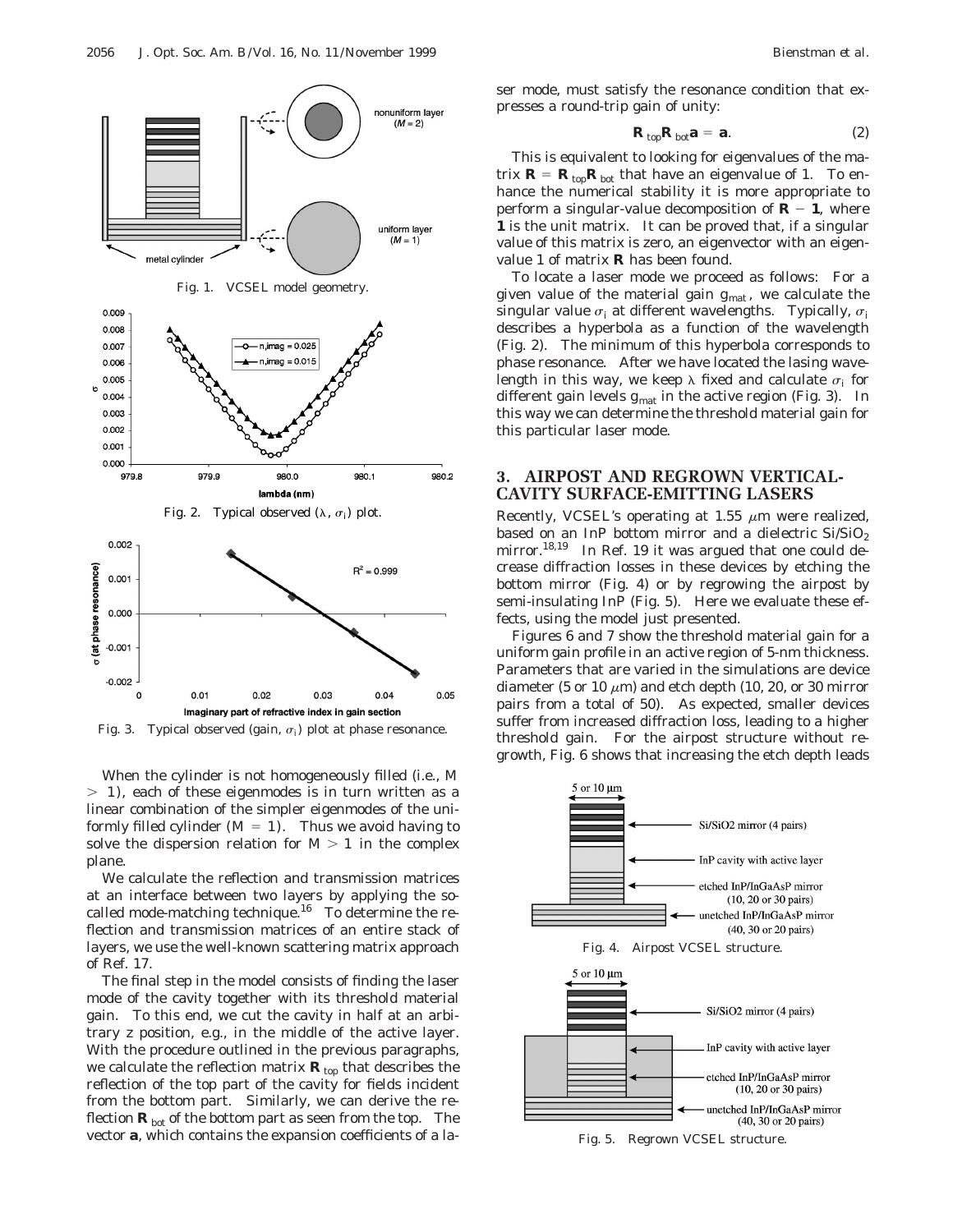Fig. 1. VCSEL model geometry.

Fig. 2. Typical observed ($\lambda$, $\sigma_i$) plot.

Fig. 3. Typical observed (gain, $\sigma_i$) plot at phase resonance.

When the cylinder is not homogeneously filled (i.e., $M > 1$), each of these eigenmodes is in turn written as a linear combination of the simpler eigenmodes of the uniformly filled cylinder ($M = 1$). Thus we avoid having to solve the dispersion relation for $M > 1$ in the complex plane.

We calculate the reflection and transmission matrices at an interface between two layers by applying the so-called mode-matching technique.[16] To determine the reflection and transmission matrices of an entire stack of layers, we use the well-known scattering matrix approach of Ref. 17.

The final step in the model consists of finding the laser mode of the cavity together with its threshold material gain. To this end, we cut the cavity in half at an arbitrary z position, e.g., in the middle of the active layer. With the procedure outlined in the previous paragraphs, we calculate the reflection matrix $\mathbf{R}_{top}$ that describes the reflection of the top part of the cavity for fields incident from the bottom part. Similarly, we can derive the reflection $\mathbf{R}_{bot}$ of the bottom part as seen from the top. The vector $\mathbf{a}$, which contains the expansion coefficients of a laser mode, must satisfy the resonance condition that expresses a round-trip gain of unity:

$$\mathbf{R}_{top}\mathbf{R}_{bot}\mathbf{a} = \mathbf{a}. \tag{2}$$

This is equivalent to looking for eigenvalues of the matrix $\mathbf{R} = \mathbf{R}_{top}\mathbf{R}_{bot}$ that have an eigenvalue of 1. To enhance the numerical stability it is more appropriate to perform a singular-value decomposition of $\mathbf{R} - \mathbf{1}$, where $\mathbf{1}$ is the unit matrix. It can be proved that, if a singular value of this matrix is zero, an eigenvector with an eigenvalue 1 of matrix $\mathbf{R}$ has been found.

To locate a laser mode we proceed as follows: For a given value of the material gain $g_{mat}$, we calculate the singular value $\sigma_i$ at different wavelengths. Typically, $\sigma_i$ describes a hyperbola as a function of the wavelength (Fig. 2). The minimum of this hyperbola corresponds to phase resonance. After we have located the lasing wavelength in this way, we keep $\lambda$ fixed and calculate $\sigma_i$ for different gain levels $g_{mat}$ in the active region (Fig. 3). In this way we can determine the threshold material gain for this particular laser mode.

## 3. AIRPOST AND REGROWN VERTICAL-CAVITY SURFACE-EMITTING LASERS

Recently, VCSEL's operating at 1.55 $\mu$m were realized, based on an InP bottom mirror and a dielectric $Si/SiO_2$ mirror.[18,19] In Ref. 19 it was argued that one could decrease diffraction losses in these devices by etching the bottom mirror (Fig. 4) or by regrowing the airpost by semi-insulating InP (Fig. 5). Here we evaluate these effects, using the model just presented.

Figures 6 and 7 show the threshold material gain for a uniform gain profile in an active region of 5-nm thickness. Parameters that are varied in the simulations are device diameter (5 or 10 $\mu$m) and etch depth (10, 20, or 30 mirror pairs from a total of 50). As expected, smaller devices suffer from increased diffraction loss, leading to a higher threshold gain. For the airpost structure without regrowth, Fig. 6 shows that increasing the etch depth leads

Fig. 4. Airpost VCSEL structure.

Fig. 5. Regrown VCSEL structure.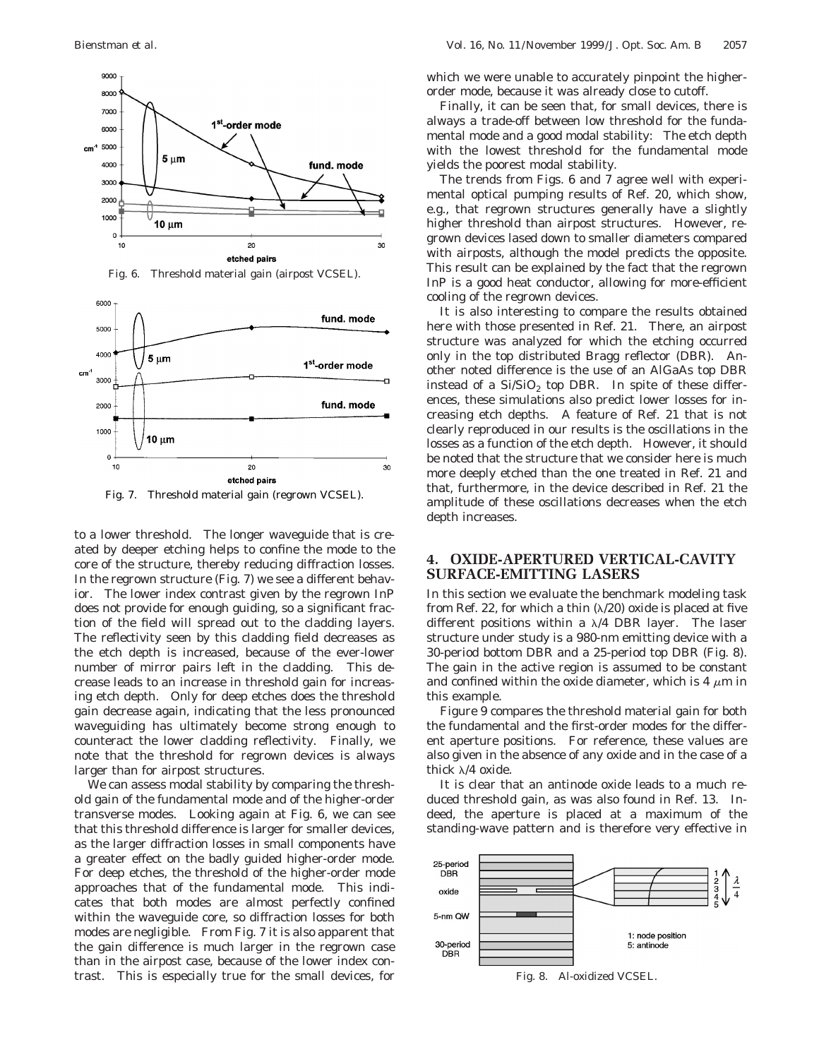Fig. 6. Threshold material gain (airpost VCSEL).

Fig. 7. Threshold material gain (regrown VCSEL).

to a lower threshold. The longer waveguide that is created by deeper etching helps to confine the mode to the core of the structure, thereby reducing diffraction losses. In the regrown structure (Fig. 7) we see a different behavior. The lower index contrast given by the regrown InP does not provide for enough guiding, so a significant fraction of the field will spread out to the cladding layers. The reflectivity seen by this cladding field decreases as the etch depth is increased, because of the ever-lower number of mirror pairs left in the cladding. This decrease leads to an increase in threshold gain for increasing etch depth. Only for deep etches does the threshold gain decrease again, indicating that the less pronounced waveguiding has ultimately become strong enough to counteract the lower cladding reflectivity. Finally, we note that the threshold for regrown devices is always larger than for airpost structures.

We can assess modal stability by comparing the threshold gain of the fundamental mode and of the higher-order transverse modes. Looking again at Fig. 6, we can see that this threshold difference is larger for smaller devices, as the larger diffraction losses in small components have a greater effect on the badly guided higher-order mode. For deep etches, the threshold of the higher-order mode approaches that of the fundamental mode. This indicates that both modes are almost perfectly confined within the waveguide core, so diffraction losses for both modes are negligible. From Fig. 7 it is also apparent that the gain difference is much larger in the regrown case than in the airpost case, because of the lower index contrast. This is especially true for the small devices, for which we were unable to accurately pinpoint the higher-order mode, because it was already close to cutoff.

Finally, it can be seen that, for small devices, there is always a trade-off between low threshold for the fundamental mode and a good modal stability: The etch depth with the lowest threshold for the fundamental mode yields the poorest modal stability.

The trends from Figs. 6 and 7 agree well with experimental optical pumping results of Ref. 20, which show, e.g., that regrown structures generally have a slightly higher threshold than airpost structures. However, regrown devices lased down to smaller diameters compared with airposts, although the model predicts the opposite. This result can be explained by the fact that the regrown InP is a good heat conductor, allowing for more-efficient cooling of the regrown devices.

It is also interesting to compare the results obtained here with those presented in Ref. 21. There, an airpost structure was analyzed for which the etching occurred only in the top distributed Bragg reflector (DBR). Another noted difference is the use of an AlGaAs top DBR instead of a $Si/SiO_2$ top DBR. In spite of these differences, these simulations also predict lower losses for increasing etch depths. A feature of Ref. 21 that is not clearly reproduced in our results is the oscillations in the losses as a function of the etch depth. However, it should be noted that the structure that we consider here is much more deeply etched than the one treated in Ref. 21 and that, furthermore, in the device described in Ref. 21 the amplitude of these oscillations decreases when the etch depth increases.

## 4. OXIDE-APERTURED VERTICAL-CAVITY SURFACE-EMITTING LASERS

In this section we evaluate the benchmark modeling task from Ref. 22, for which a thin ($\lambda/20$) oxide is placed at five different positions within a $\lambda/4$ DBR layer. The laser structure under study is a 980-nm emitting device with a 30-period bottom DBR and a 25-period top DBR (Fig. 8). The gain in the active region is assumed to be constant and confined within the oxide diameter, which is 4 $\mu$m in this example.

Figure 9 compares the threshold material gain for both the fundamental and the first-order modes for the different aperture positions. For reference, these values are also given in the absence of any oxide and in the case of a thick $\lambda/4$ oxide.

It is clear that an antinode oxide leads to a much reduced threshold gain, as was also found in Ref. 13. Indeed, the aperture is placed at a maximum of the standing-wave pattern and is therefore very effective in

Fig. 8. Al-oxidized VCSEL.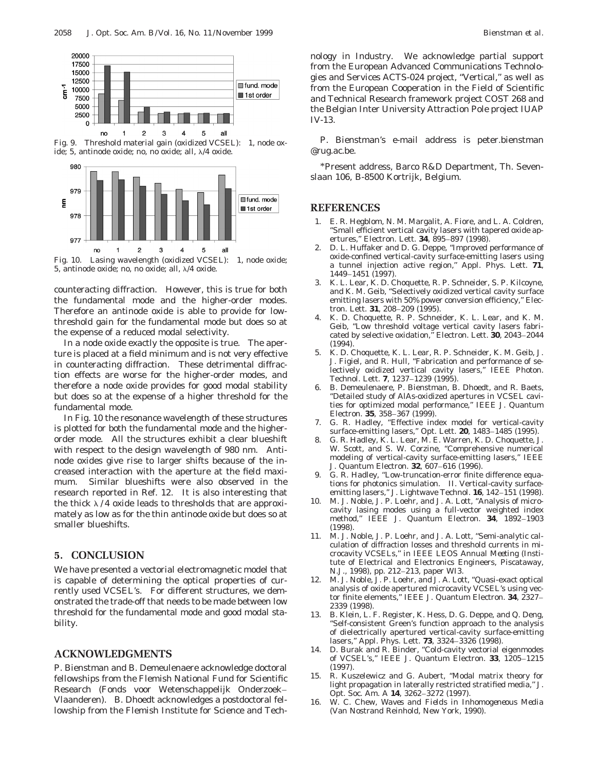Fig. 9. Threshold material gain (oxidized VCSEL): 1, node oxide; 5, antinode oxide; no, no oxide; all, $\lambda/4$ oxide.

Fig. 10. Lasing wavelength (oxidized VCSEL): 1, node oxide; 5, antinode oxide; no, no oxide; all, $\lambda/4$ oxide.

counteracting diffraction. However, this is true for both the fundamental mode and the higher-order modes. Therefore an antinode oxide is able to provide for low-threshold gain for the fundamental mode but does so at the expense of a reduced modal selectivity.

In a node oxide exactly the opposite is true. The aperture is placed at a field minimum and is not very effective in counteracting diffraction. These detrimental diffraction effects are worse for the higher-order modes, and therefore a node oxide provides for good modal stability but does so at the expense of a higher threshold for the fundamental mode.

In Fig. 10 the resonance wavelength of these structures is plotted for both the fundamental mode and the higher-order mode. All the structures exhibit a clear blueshift with respect to the design wavelength of 980 nm. Antinode oxides give rise to larger shifts because of the increased interaction with the aperture at the field maximum. Similar blueshifts were also observed in the research reported in Ref. 12. It is also interesting that the thick $\lambda/4$ oxide leads to thresholds that are approximately as low as for the thin antinode oxide but does so at smaller blueshifts.

## 5. CONCLUSION

We have presented a vectorial electromagnetic model that is capable of determining the optical properties of currently used VCSEL's. For different structures, we demonstrated the trade-off that needs to be made between low threshold for the fundamental mode and good modal stability.

## ACKNOWLEDGMENTS

P. Bienstman and B. Demeulenaere acknowledge doctoral fellowships from the Flemish National Fund for Scientific Research (Fonds voor Wetenschappelijk Onderzoek–Vlaanderen). B. Dhoedt acknowledges a postdoctoral fellowship from the Flemish Institute for Science and Technology in Industry. We acknowledge partial support from the European Advanced Communications Technologies and Services ACTS-024 project, "Vertical," as well as from the European Cooperation in the Field of Scientific and Technical Research framework project COST 268 and the Belgian Inter University Attraction Pole project IUAP IV-13.

P. Bienstman's e-mail address is peter.bienstman@rug.ac.be.

*Present address, Barco R&D Department, Th. Sevenslaan 106, B-8500 Kortrijk, Belgium.

## REFERENCES

1. E. R. Hegblom, N. M. Margalit, A. Fiore, and L. A. Coldren, "Small efficient vertical cavity lasers with tapered oxide apertures," Electron. Lett. **34**, 895–897 (1998).
2. D. L. Huffaker and D. G. Deppe, "Improved performance of oxide-confined vertical-cavity surface-emitting lasers using a tunnel injection active region," Appl. Phys. Lett. **71**, 1449–1451 (1997).
3. K. L. Lear, K. D. Choquette, R. P. Schneider, S. P. Kilcoyne, and K. M. Geib, "Selectively oxidized vertical cavity surface emitting lasers with 50% power conversion efficiency," Electron. Lett. **31**, 208–209 (1995).
4. K. D. Choquette, R. P. Schneider, K. L. Lear, and K. M. Geib, "Low threshold voltage vertical cavity lasers fabricated by selective oxidation," Electron. Lett. **30**, 2043–2044 (1994).
5. K. D. Choquette, K. L. Lear, R. P. Schneider, K. M. Geib, J. J. Figiel, and R. Hull, "Fabrication and performance of selectively oxidized vertical cavity lasers," IEEE Photon. Technol. Lett. **7**, 1237–1239 (1995).
6. B. Demeulenaere, P. Bienstman, B. Dhoedt, and R. Baets, "Detailed study of AlAs-oxidized apertures in VCSEL cavities for optimized modal performance," IEEE J. Quantum Electron. **35**, 358–367 (1999).
7. G. R. Hadley, "Effective index model for vertical-cavity surface-emitting lasers," Opt. Lett. **20**, 1483–1485 (1995).
8. G. R. Hadley, K. L. Lear, M. E. Warren, K. D. Choquette, J. W. Scott, and S. W. Corzine, "Comprehensive numerical modeling of vertical-cavity surface-emitting lasers," IEEE J. Quantum Electron. **32**, 607–616 (1996).
9. G. R. Hadley, "Low-truncation-error finite difference equations for photonics simulation. II. Vertical-cavity surface-emitting lasers," J. Lightwave Technol. **16**, 142–151 (1998).
10. M. J. Noble, J. P. Loehr, and J. A. Lott, "Analysis of microcavity lasing modes using a full-vector weighted index method," IEEE J. Quantum Electron. **34**, 1892–1903 (1998).
11. M. J. Noble, J. P. Loehr, and J. A. Lott, "Semi-analytic calculation of diffraction losses and threshold currents in microcavity VCSELs," in *IEEE LEOS Annual Meeting* (Institute of Electrical and Electronics Engineers, Piscataway, N.J., 1998), pp. 212–213, paper WI3.
12. M. J. Noble, J. P. Loehr, and J. A. Lott, "Quasi-exact optical analysis of oxide apertured microcavity VCSEL's using vector finite elements," IEEE J. Quantum Electron. **34**, 2327–2339 (1998).
13. B. Klein, L. F. Register, K. Hess, D. G. Deppe, and Q. Deng, "Self-consistent Green's function approach to the analysis of dielectrically apertured vertical-cavity surface-emitting lasers," Appl. Phys. Lett. **73**, 3324–3326 (1998).
14. D. Burak and R. Binder, "Cold-cavity vectorial eigenmodes of VCSEL's," IEEE J. Quantum Electron. **33**, 1205–1215 (1997).
15. R. Kuszelewicz and G. Aubert, "Modal matrix theory for light propagation in laterally restricted stratified media," J. Opt. Soc. Am. A **14**, 3262–3272 (1997).
16. W. C. Chew, *Waves and Fields in Inhomogeneous Media* (Van Nostrand Reinhold, New York, 1990).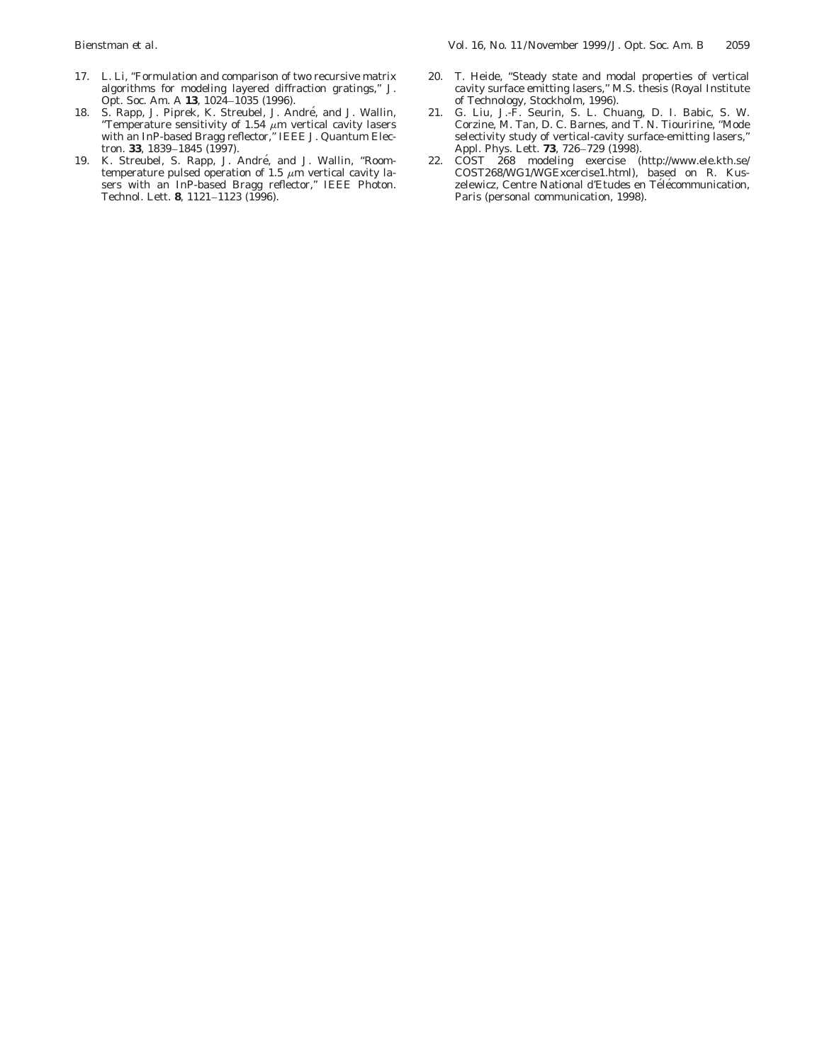17. L. Li, "Formulation and comparison of two recursive matrix algorithms for modeling layered diffraction gratings," J. Opt. Soc. Am. A **13**, 1024–1035 (1996).
18. S. Rapp, J. Piprek, K. Streubel, J. André, and J. Wallin, "Temperature sensitivity of 1.54 $\mu$m vertical cavity lasers with an InP-based Bragg reflector," IEEE J. Quantum Electron. **33**, 1839–1845 (1997).
19. K. Streubel, S. Rapp, J. André, and J. Wallin, "Room-temperature pulsed operation of 1.5 $\mu$m vertical cavity lasers with an InP-based Bragg reflector," IEEE Photon. Technol. Lett. **8**, 1121–1123 (1996).
20. T. Heide, "Steady state and modal properties of vertical cavity surface emitting lasers," M.S. thesis (Royal Institute of Technology, Stockholm, 1996).
21. G. Liu, J.-F. Seurin, S. L. Chuang, D. I. Babic, S. W. Corzine, M. Tan, D. C. Barnes, and T. N. Tiouririne, "Mode selectivity study of vertical-cavity surface-emitting lasers," Appl. Phys. Lett. **73**, 726–729 (1998).
22. COST 268 modeling exercise (http://www.ele.kth.se/COST268/WG1/WGExcercise1.html), based on R. Kuszelewicz, Centre National d'Etudes en Télécommunication, Paris (personal communication, 1998).